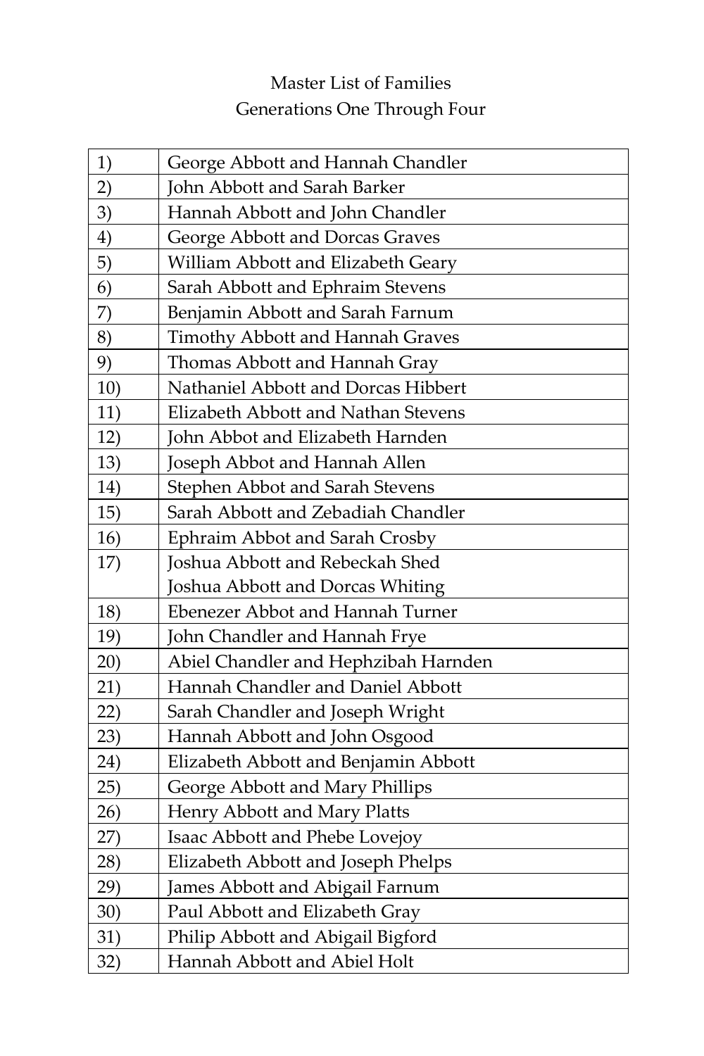# Master List of Families
## Generations One Through Four

| | |
|---|---|
| 1) | George Abbott and Hannah Chandler |
| 2) | John Abbott and Sarah Barker |
| 3) | Hannah Abbott and John Chandler |
| 4) | George Abbott and Dorcas Graves |
| 5) | William Abbott and Elizabeth Geary |
| 6) | Sarah Abbott and Ephraim Stevens |
| 7) | Benjamin Abbott and Sarah Farnum |
| 8) | Timothy Abbott and Hannah Graves |
| 9) | Thomas Abbott and Hannah Gray |
| 10) | Nathaniel Abbott and Dorcas Hibbert |
| 11) | Elizabeth Abbott and Nathan Stevens |
| 12) | John Abbot and Elizabeth Harnden |
| 13) | Joseph Abbot and Hannah Allen |
| 14) | Stephen Abbot and Sarah Stevens |
| 15) | Sarah Abbott and Zebadiah Chandler |
| 16) | Ephraim Abbot and Sarah Crosby |
| 17) | Joshua Abbott and Rebeckah Shed<br>Joshua Abbott and Dorcas Whiting |
| 18) | Ebenezer Abbot and Hannah Turner |
| 19) | John Chandler and Hannah Frye |
| 20) | Abiel Chandler and Hephzibah Harnden |
| 21) | Hannah Chandler and Daniel Abbott |
| 22) | Sarah Chandler and Joseph Wright |
| 23) | Hannah Abbott and John Osgood |
| 24) | Elizabeth Abbott and Benjamin Abbott |
| 25) | George Abbott and Mary Phillips |
| 26) | Henry Abbott and Mary Platts |
| 27) | Isaac Abbott and Phebe Lovejoy |
| 28) | Elizabeth Abbott and Joseph Phelps |
| 29) | James Abbott and Abigail Farnum |
| 30) | Paul Abbott and Elizabeth Gray |
| 31) | Philip Abbott and Abigail Bigford |
| 32) | Hannah Abbott and Abiel Holt |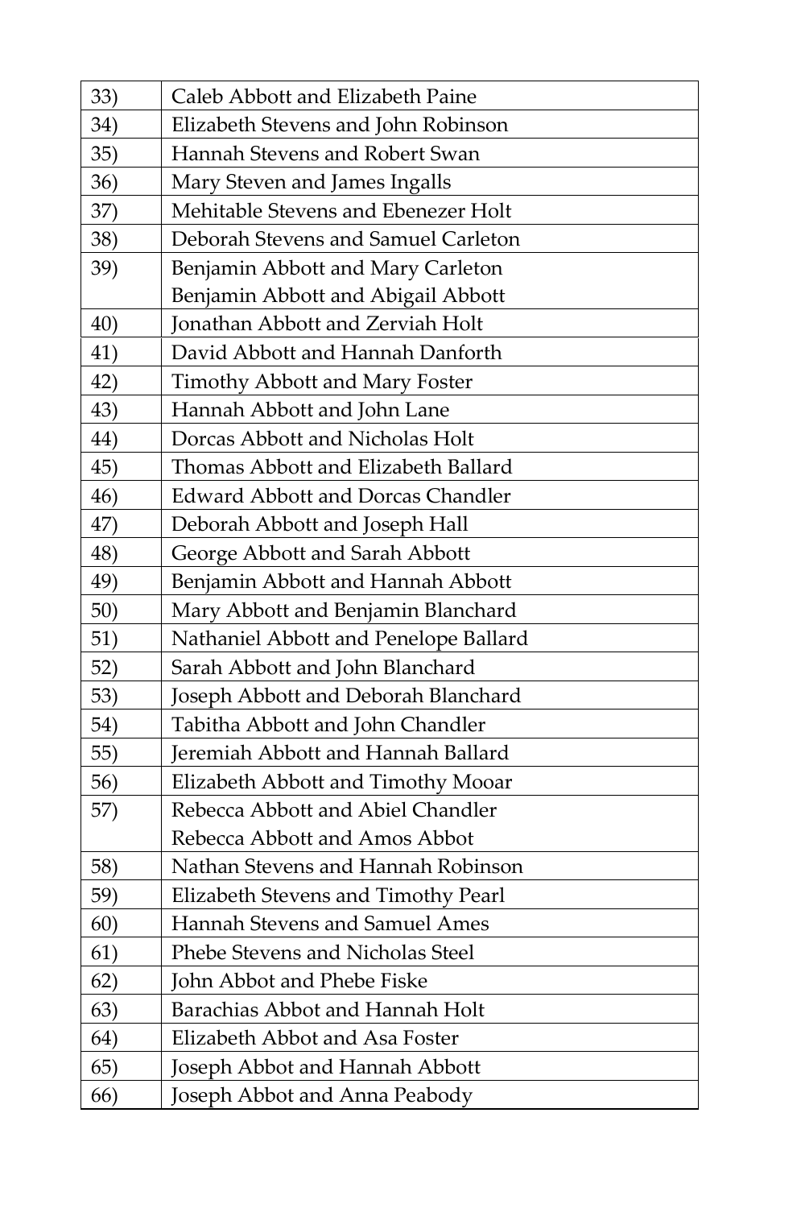| | |
|---|---|
| 33) | Caleb Abbott and Elizabeth Paine |
| 34) | Elizabeth Stevens and John Robinson |
| 35) | Hannah Stevens and Robert Swan |
| 36) | Mary Steven and James Ingalls |
| 37) | Mehitable Stevens and Ebenezer Holt |
| 38) | Deborah Stevens and Samuel Carleton |
| 39) | Benjamin Abbott and Mary Carleton<br>Benjamin Abbott and Abigail Abbott |
| 40) | Jonathan Abbott and Zerviah Holt |
| 41) | David Abbott and Hannah Danforth |
| 42) | Timothy Abbott and Mary Foster |
| 43) | Hannah Abbott and John Lane |
| 44) | Dorcas Abbott and Nicholas Holt |
| 45) | Thomas Abbott and Elizabeth Ballard |
| 46) | Edward Abbott and Dorcas Chandler |
| 47) | Deborah Abbott and Joseph Hall |
| 48) | George Abbott and Sarah Abbott |
| 49) | Benjamin Abbott and Hannah Abbott |
| 50) | Mary Abbott and Benjamin Blanchard |
| 51) | Nathaniel Abbott and Penelope Ballard |
| 52) | Sarah Abbott and John Blanchard |
| 53) | Joseph Abbott and Deborah Blanchard |
| 54) | Tabitha Abbott and John Chandler |
| 55) | Jeremiah Abbott and Hannah Ballard |
| 56) | Elizabeth Abbott and Timothy Mooar |
| 57) | Rebecca Abbott and Abiel Chandler<br>Rebecca Abbott and Amos Abbot |
| 58) | Nathan Stevens and Hannah Robinson |
| 59) | Elizabeth Stevens and Timothy Pearl |
| 60) | Hannah Stevens and Samuel Ames |
| 61) | Phebe Stevens and Nicholas Steel |
| 62) | John Abbot and Phebe Fiske |
| 63) | Barachias Abbot and Hannah Holt |
| 64) | Elizabeth Abbot and Asa Foster |
| 65) | Joseph Abbot and Hannah Abbott |
| 66) | Joseph Abbot and Anna Peabody |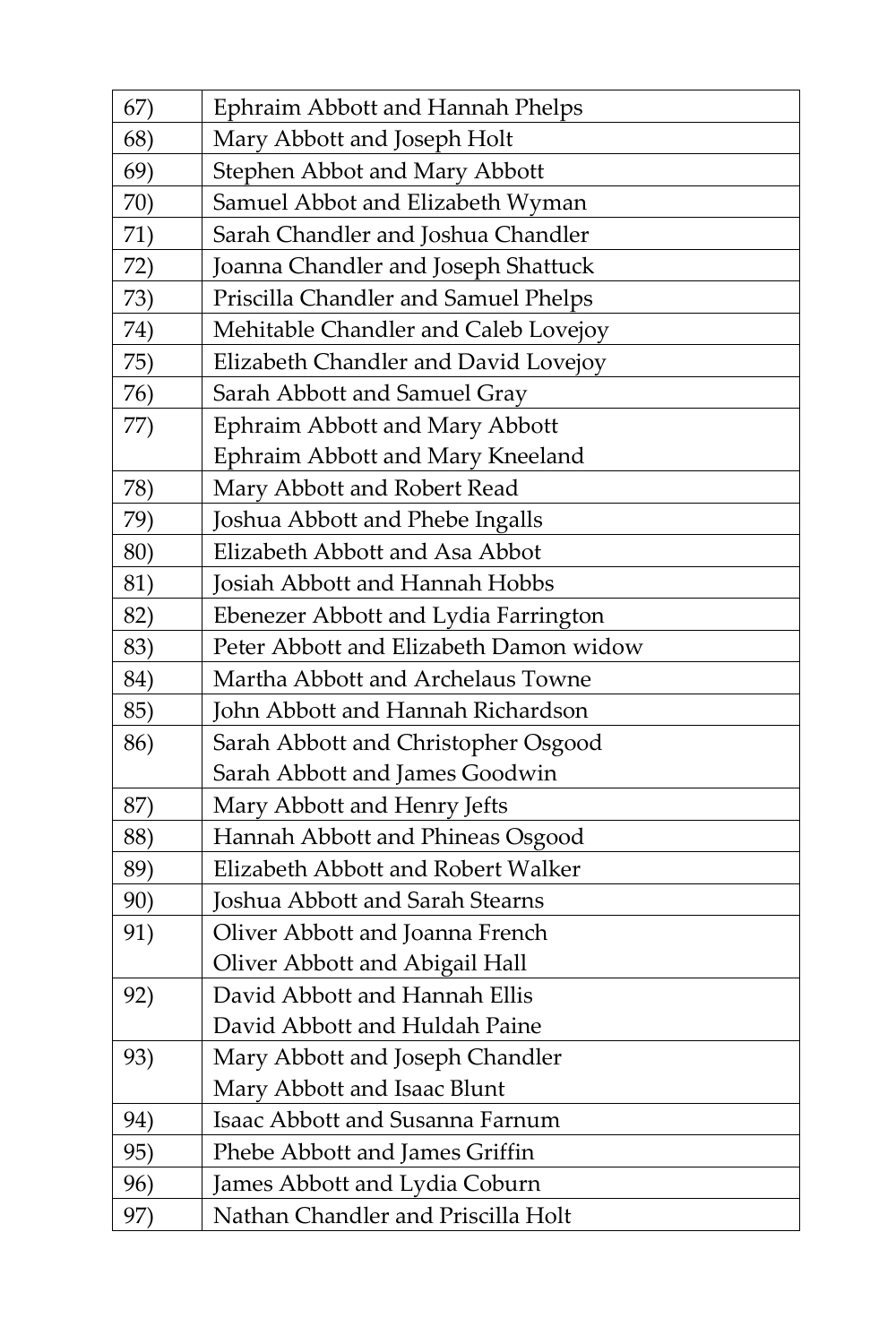| | |
|---|---|
| 67) | Ephraim Abbott and Hannah Phelps |
| 68) | Mary Abbott and Joseph Holt |
| 69) | Stephen Abbot and Mary Abbott |
| 70) | Samuel Abbot and Elizabeth Wyman |
| 71) | Sarah Chandler and Joshua Chandler |
| 72) | Joanna Chandler and Joseph Shattuck |
| 73) | Priscilla Chandler and Samuel Phelps |
| 74) | Mehitable Chandler and Caleb Lovejoy |
| 75) | Elizabeth Chandler and David Lovejoy |
| 76) | Sarah Abbott and Samuel Gray |
| 77) | Ephraim Abbott and Mary Abbott<br>Ephraim Abbott and Mary Kneeland |
| 78) | Mary Abbott and Robert Read |
| 79) | Joshua Abbott and Phebe Ingalls |
| 80) | Elizabeth Abbott and Asa Abbot |
| 81) | Josiah Abbott and Hannah Hobbs |
| 82) | Ebenezer Abbott and Lydia Farrington |
| 83) | Peter Abbott and Elizabeth Damon widow |
| 84) | Martha Abbott and Archelaus Towne |
| 85) | John Abbott and Hannah Richardson |
| 86) | Sarah Abbott and Christopher Osgood<br>Sarah Abbott and James Goodwin |
| 87) | Mary Abbott and Henry Jefts |
| 88) | Hannah Abbott and Phineas Osgood |
| 89) | Elizabeth Abbott and Robert Walker |
| 90) | Joshua Abbott and Sarah Stearns |
| 91) | Oliver Abbott and Joanna French<br>Oliver Abbott and Abigail Hall |
| 92) | David Abbott and Hannah Ellis<br>David Abbott and Huldah Paine |
| 93) | Mary Abbott and Joseph Chandler<br>Mary Abbott and Isaac Blunt |
| 94) | Isaac Abbott and Susanna Farnum |
| 95) | Phebe Abbott and James Griffin |
| 96) | James Abbott and Lydia Coburn |
| 97) | Nathan Chandler and Priscilla Holt |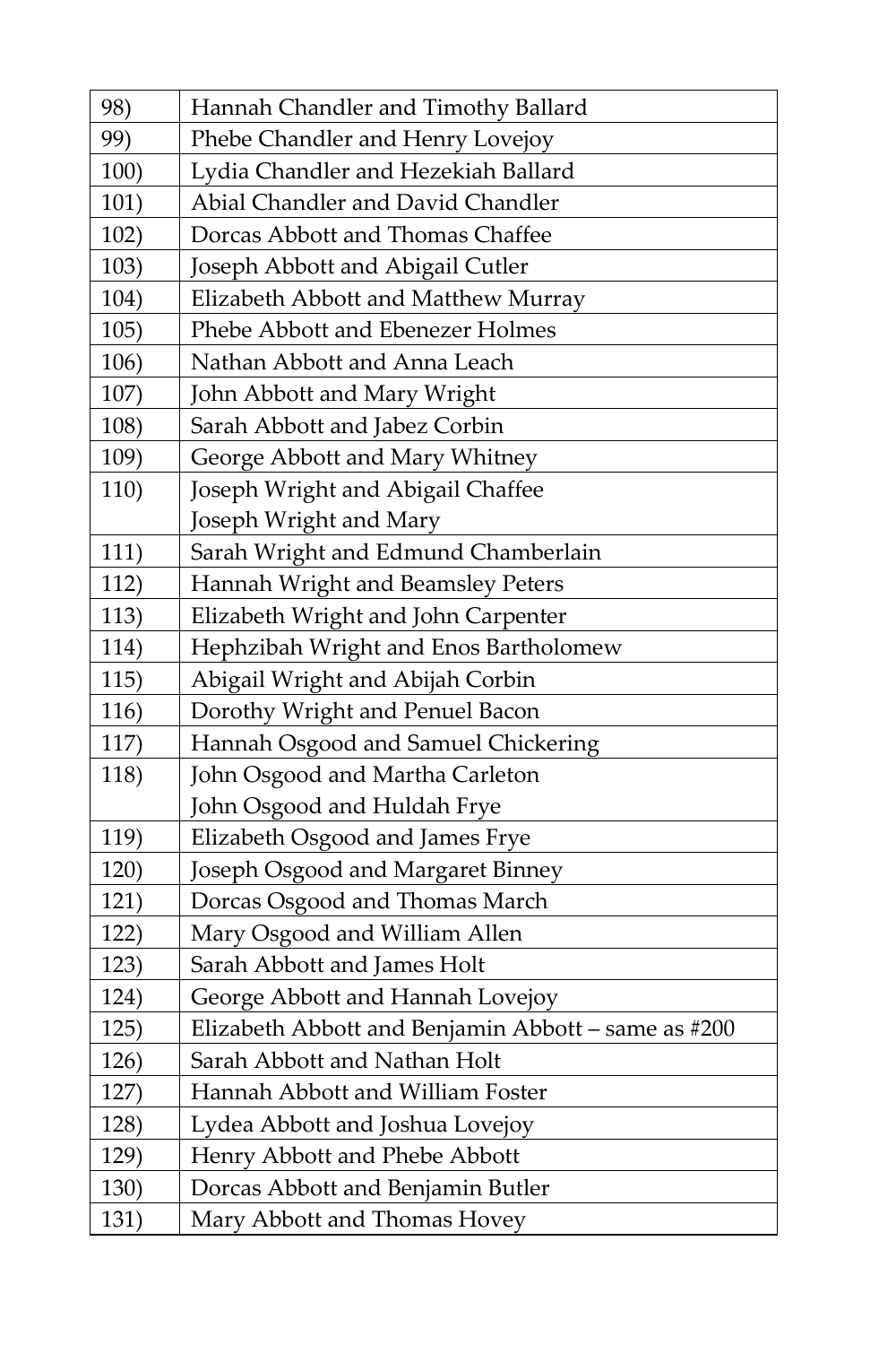| | |
|---|---|
| 98) | Hannah Chandler and Timothy Ballard |
| 99) | Phebe Chandler and Henry Lovejoy |
| 100) | Lydia Chandler and Hezekiah Ballard |
| 101) | Abial Chandler and David Chandler |
| 102) | Dorcas Abbott and Thomas Chaffee |
| 103) | Joseph Abbott and Abigail Cutler |
| 104) | Elizabeth Abbott and Matthew Murray |
| 105) | Phebe Abbott and Ebenezer Holmes |
| 106) | Nathan Abbott and Anna Leach |
| 107) | John Abbott and Mary Wright |
| 108) | Sarah Abbott and Jabez Corbin |
| 109) | George Abbott and Mary Whitney |
| 110) | Joseph Wright and Abigail Chaffee<br>Joseph Wright and Mary |
| 111) | Sarah Wright and Edmund Chamberlain |
| 112) | Hannah Wright and Beamsley Peters |
| 113) | Elizabeth Wright and John Carpenter |
| 114) | Hephzibah Wright and Enos Bartholomew |
| 115) | Abigail Wright and Abijah Corbin |
| 116) | Dorothy Wright and Penuel Bacon |
| 117) | Hannah Osgood and Samuel Chickering |
| 118) | John Osgood and Martha Carleton<br>John Osgood and Huldah Frye |
| 119) | Elizabeth Osgood and James Frye |
| 120) | Joseph Osgood and Margaret Binney |
| 121) | Dorcas Osgood and Thomas March |
| 122) | Mary Osgood and William Allen |
| 123) | Sarah Abbott and James Holt |
| 124) | George Abbott and Hannah Lovejoy |
| 125) | Elizabeth Abbott and Benjamin Abbott – same as #200 |
| 126) | Sarah Abbott and Nathan Holt |
| 127) | Hannah Abbott and William Foster |
| 128) | Lydea Abbott and Joshua Lovejoy |
| 129) | Henry Abbott and Phebe Abbott |
| 130) | Dorcas Abbott and Benjamin Butler |
| 131) | Mary Abbott and Thomas Hovey |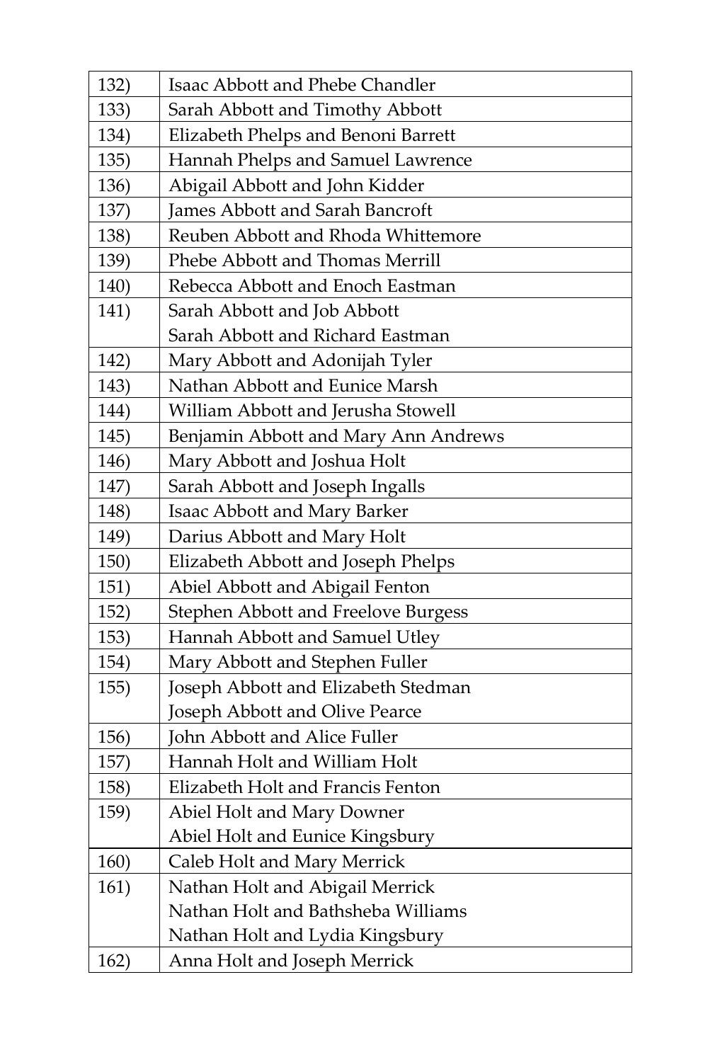| | |
|---|---|
| 132) | Isaac Abbott and Phebe Chandler |
| 133) | Sarah Abbott and Timothy Abbott |
| 134) | Elizabeth Phelps and Benoni Barrett |
| 135) | Hannah Phelps and Samuel Lawrence |
| 136) | Abigail Abbott and John Kidder |
| 137) | James Abbott and Sarah Bancroft |
| 138) | Reuben Abbott and Rhoda Whittemore |
| 139) | Phebe Abbott and Thomas Merrill |
| 140) | Rebecca Abbott and Enoch Eastman |
| 141) | Sarah Abbott and Job Abbott<br>Sarah Abbott and Richard Eastman |
| 142) | Mary Abbott and Adonijah Tyler |
| 143) | Nathan Abbott and Eunice Marsh |
| 144) | William Abbott and Jerusha Stowell |
| 145) | Benjamin Abbott and Mary Ann Andrews |
| 146) | Mary Abbott and Joshua Holt |
| 147) | Sarah Abbott and Joseph Ingalls |
| 148) | Isaac Abbott and Mary Barker |
| 149) | Darius Abbott and Mary Holt |
| 150) | Elizabeth Abbott and Joseph Phelps |
| 151) | Abiel Abbott and Abigail Fenton |
| 152) | Stephen Abbott and Freelove Burgess |
| 153) | Hannah Abbott and Samuel Utley |
| 154) | Mary Abbott and Stephen Fuller |
| 155) | Joseph Abbott and Elizabeth Stedman<br>Joseph Abbott and Olive Pearce |
| 156) | John Abbott and Alice Fuller |
| 157) | Hannah Holt and William Holt |
| 158) | Elizabeth Holt and Francis Fenton |
| 159) | Abiel Holt and Mary Downer<br>Abiel Holt and Eunice Kingsbury |
| 160) | Caleb Holt and Mary Merrick |
| 161) | Nathan Holt and Abigail Merrick<br>Nathan Holt and Bathsheba Williams<br>Nathan Holt and Lydia Kingsbury |
| 162) | Anna Holt and Joseph Merrick |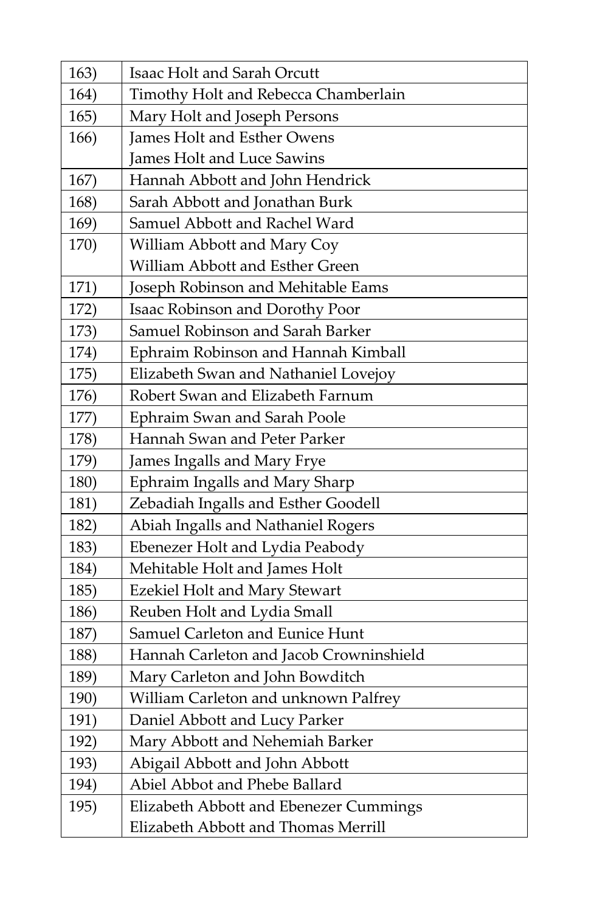| | |
|---|---|
| 163) | Isaac Holt and Sarah Orcutt |
| 164) | Timothy Holt and Rebecca Chamberlain |
| 165) | Mary Holt and Joseph Persons |
| 166) | James Holt and Esther Owens<br>James Holt and Luce Sawins |
| 167) | Hannah Abbott and John Hendrick |
| 168) | Sarah Abbott and Jonathan Burk |
| 169) | Samuel Abbott and Rachel Ward |
| 170) | William Abbott and Mary Coy<br>William Abbott and Esther Green |
| 171) | Joseph Robinson and Mehitable Eams |
| 172) | Isaac Robinson and Dorothy Poor |
| 173) | Samuel Robinson and Sarah Barker |
| 174) | Ephraim Robinson and Hannah Kimball |
| 175) | Elizabeth Swan and Nathaniel Lovejoy |
| 176) | Robert Swan and Elizabeth Farnum |
| 177) | Ephraim Swan and Sarah Poole |
| 178) | Hannah Swan and Peter Parker |
| 179) | James Ingalls and Mary Frye |
| 180) | Ephraim Ingalls and Mary Sharp |
| 181) | Zebadiah Ingalls and Esther Goodell |
| 182) | Abiah Ingalls and Nathaniel Rogers |
| 183) | Ebenezer Holt and Lydia Peabody |
| 184) | Mehitable Holt and James Holt |
| 185) | Ezekiel Holt and Mary Stewart |
| 186) | Reuben Holt and Lydia Small |
| 187) | Samuel Carleton and Eunice Hunt |
| 188) | Hannah Carleton and Jacob Crowninshield |
| 189) | Mary Carleton and John Bowditch |
| 190) | William Carleton and unknown Palfrey |
| 191) | Daniel Abbott and Lucy Parker |
| 192) | Mary Abbott and Nehemiah Barker |
| 193) | Abigail Abbott and John Abbott |
| 194) | Abiel Abbot and Phebe Ballard |
| 195) | Elizabeth Abbott and Ebenezer Cummings<br>Elizabeth Abbott and Thomas Merrill |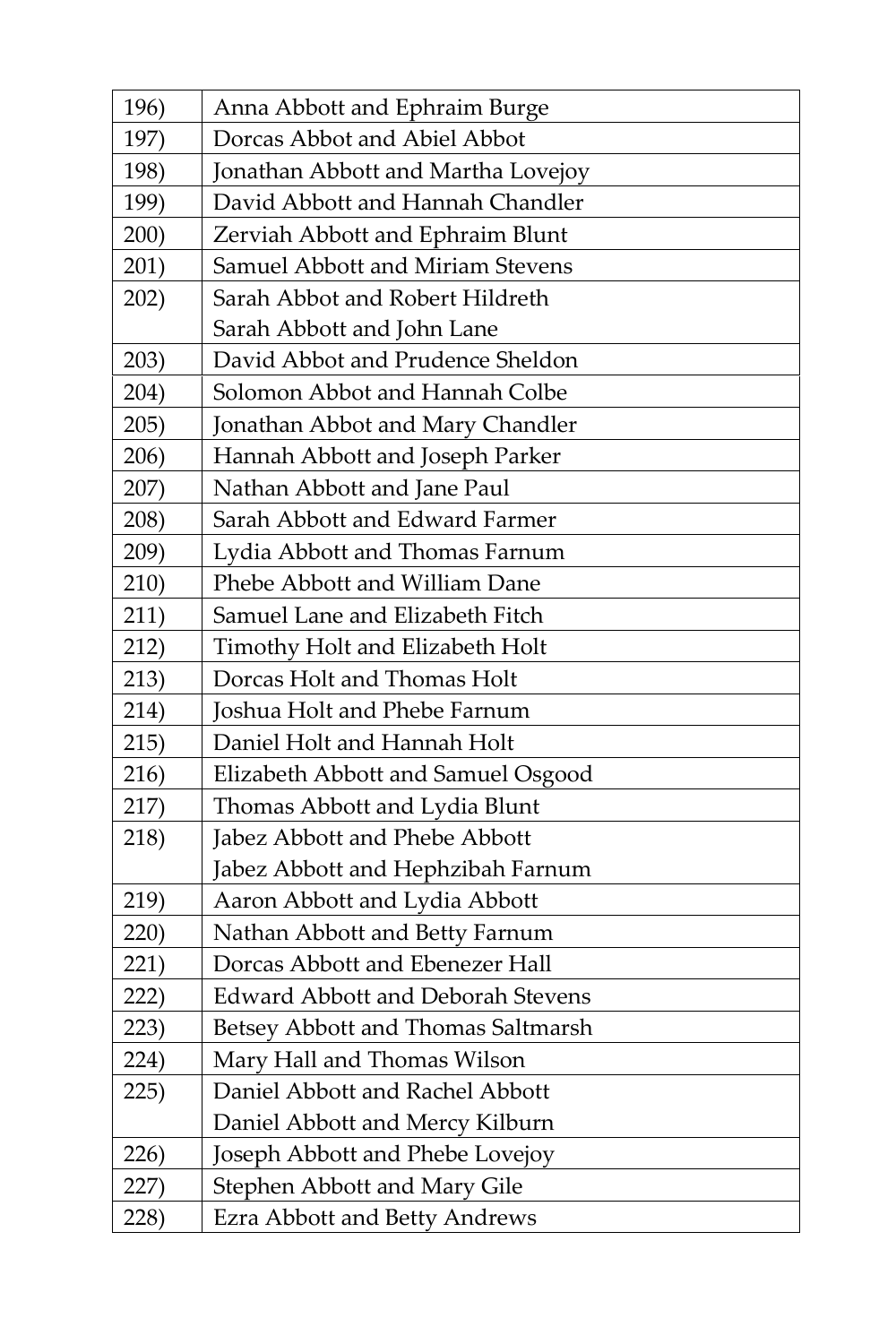| | |
|---|---|
| 196) | Anna Abbott and Ephraim Burge |
| 197) | Dorcas Abbot and Abiel Abbot |
| 198) | Jonathan Abbott and Martha Lovejoy |
| 199) | David Abbott and Hannah Chandler |
| 200) | Zerviah Abbott and Ephraim Blunt |
| 201) | Samuel Abbott and Miriam Stevens |
| 202) | Sarah Abbot and Robert Hildreth<br>Sarah Abbott and John Lane |
| 203) | David Abbot and Prudence Sheldon |
| 204) | Solomon Abbot and Hannah Colbe |
| 205) | Jonathan Abbot and Mary Chandler |
| 206) | Hannah Abbott and Joseph Parker |
| 207) | Nathan Abbott and Jane Paul |
| 208) | Sarah Abbott and Edward Farmer |
| 209) | Lydia Abbott and Thomas Farnum |
| 210) | Phebe Abbott and William Dane |
| 211) | Samuel Lane and Elizabeth Fitch |
| 212) | Timothy Holt and Elizabeth Holt |
| 213) | Dorcas Holt and Thomas Holt |
| 214) | Joshua Holt and Phebe Farnum |
| 215) | Daniel Holt and Hannah Holt |
| 216) | Elizabeth Abbott and Samuel Osgood |
| 217) | Thomas Abbott and Lydia Blunt |
| 218) | Jabez Abbott and Phebe Abbott<br>Jabez Abbott and Hephzibah Farnum |
| 219) | Aaron Abbott and Lydia Abbott |
| 220) | Nathan Abbott and Betty Farnum |
| 221) | Dorcas Abbott and Ebenezer Hall |
| 222) | Edward Abbott and Deborah Stevens |
| 223) | Betsey Abbott and Thomas Saltmarsh |
| 224) | Mary Hall and Thomas Wilson |
| 225) | Daniel Abbott and Rachel Abbott<br>Daniel Abbott and Mercy Kilburn |
| 226) | Joseph Abbott and Phebe Lovejoy |
| 227) | Stephen Abbott and Mary Gile |
| 228) | Ezra Abbott and Betty Andrews |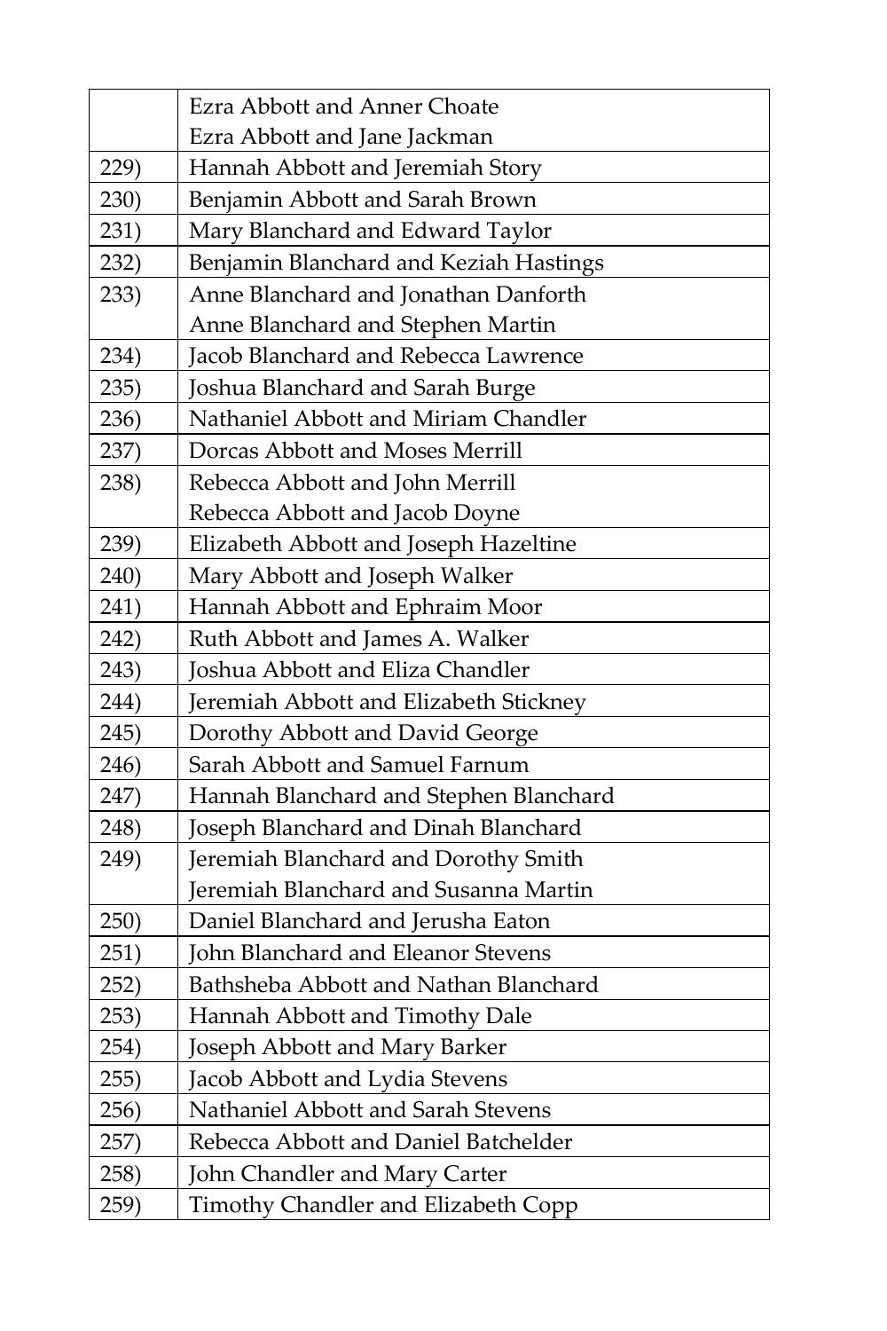| | |
|---|---|
| | Ezra Abbott and Anner Choate<br>Ezra Abbott and Jane Jackman |
| 229) | Hannah Abbott and Jeremiah Story |
| 230) | Benjamin Abbott and Sarah Brown |
| 231) | Mary Blanchard and Edward Taylor |
| 232) | Benjamin Blanchard and Keziah Hastings |
| 233) | Anne Blanchard and Jonathan Danforth<br>Anne Blanchard and Stephen Martin |
| 234) | Jacob Blanchard and Rebecca Lawrence |
| 235) | Joshua Blanchard and Sarah Burge |
| 236) | Nathaniel Abbott and Miriam Chandler |
| 237) | Dorcas Abbott and Moses Merrill |
| 238) | Rebecca Abbott and John Merrill<br>Rebecca Abbott and Jacob Doyne |
| 239) | Elizabeth Abbott and Joseph Hazeltine |
| 240) | Mary Abbott and Joseph Walker |
| 241) | Hannah Abbott and Ephraim Moor |
| 242) | Ruth Abbott and James A. Walker |
| 243) | Joshua Abbott and Eliza Chandler |
| 244) | Jeremiah Abbott and Elizabeth Stickney |
| 245) | Dorothy Abbott and David George |
| 246) | Sarah Abbott and Samuel Farnum |
| 247) | Hannah Blanchard and Stephen Blanchard |
| 248) | Joseph Blanchard and Dinah Blanchard |
| 249) | Jeremiah Blanchard and Dorothy Smith<br>Jeremiah Blanchard and Susanna Martin |
| 250) | Daniel Blanchard and Jerusha Eaton |
| 251) | John Blanchard and Eleanor Stevens |
| 252) | Bathsheba Abbott and Nathan Blanchard |
| 253) | Hannah Abbott and Timothy Dale |
| 254) | Joseph Abbott and Mary Barker |
| 255) | Jacob Abbott and Lydia Stevens |
| 256) | Nathaniel Abbott and Sarah Stevens |
| 257) | Rebecca Abbott and Daniel Batchelder |
| 258) | John Chandler and Mary Carter |
| 259) | Timothy Chandler and Elizabeth Copp |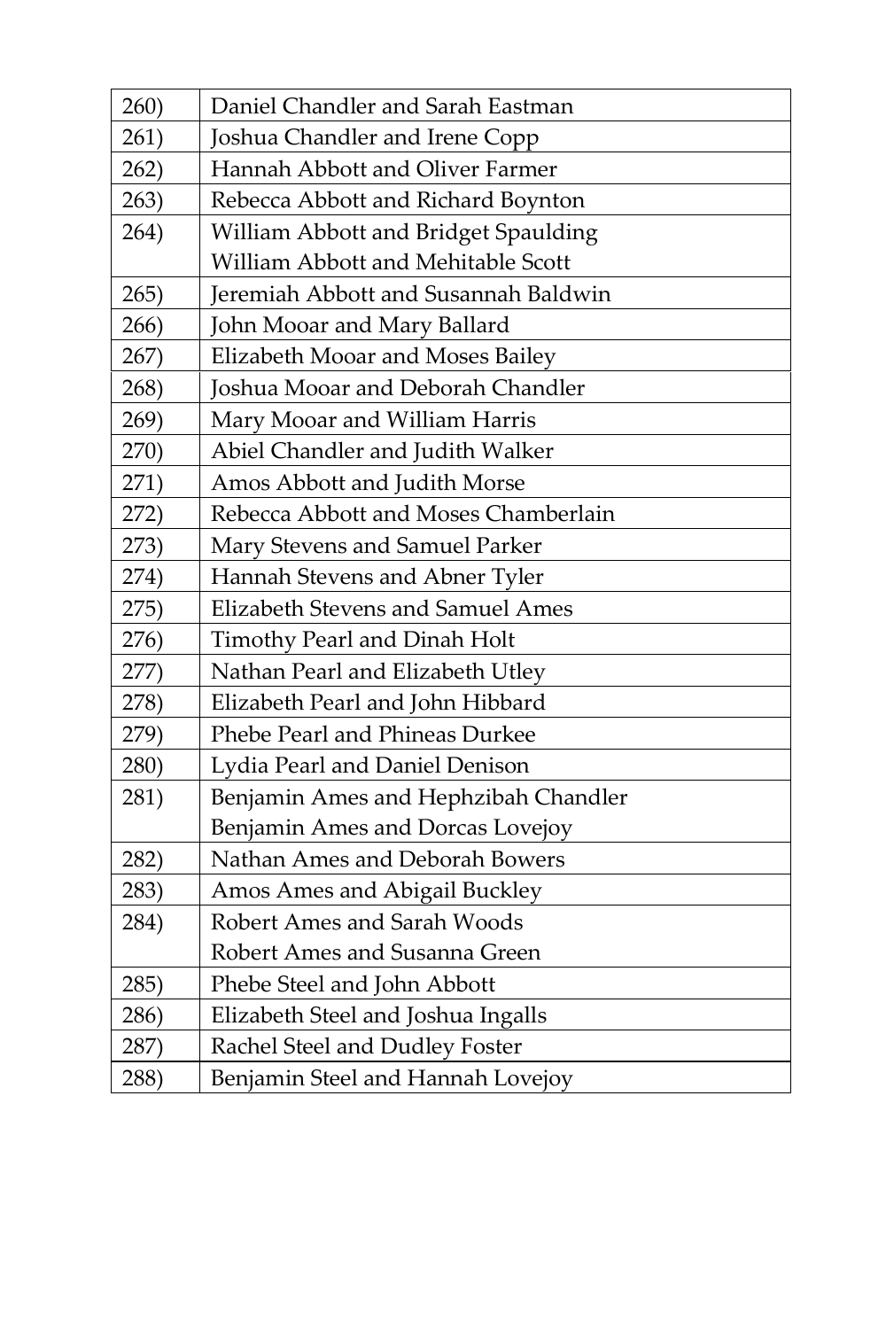| | |
|---|---|
| 260) | Daniel Chandler and Sarah Eastman |
| 261) | Joshua Chandler and Irene Copp |
| 262) | Hannah Abbott and Oliver Farmer |
| 263) | Rebecca Abbott and Richard Boynton |
| 264) | William Abbott and Bridget Spaulding<br>William Abbott and Mehitable Scott |
| 265) | Jeremiah Abbott and Susannah Baldwin |
| 266) | John Mooar and Mary Ballard |
| 267) | Elizabeth Mooar and Moses Bailey |
| 268) | Joshua Mooar and Deborah Chandler |
| 269) | Mary Mooar and William Harris |
| 270) | Abiel Chandler and Judith Walker |
| 271) | Amos Abbott and Judith Morse |
| 272) | Rebecca Abbott and Moses Chamberlain |
| 273) | Mary Stevens and Samuel Parker |
| 274) | Hannah Stevens and Abner Tyler |
| 275) | Elizabeth Stevens and Samuel Ames |
| 276) | Timothy Pearl and Dinah Holt |
| 277) | Nathan Pearl and Elizabeth Utley |
| 278) | Elizabeth Pearl and John Hibbard |
| 279) | Phebe Pearl and Phineas Durkee |
| 280) | Lydia Pearl and Daniel Denison |
| 281) | Benjamin Ames and Hephzibah Chandler<br>Benjamin Ames and Dorcas Lovejoy |
| 282) | Nathan Ames and Deborah Bowers |
| 283) | Amos Ames and Abigail Buckley |
| 284) | Robert Ames and Sarah Woods<br>Robert Ames and Susanna Green |
| 285) | Phebe Steel and John Abbott |
| 286) | Elizabeth Steel and Joshua Ingalls |
| 287) | Rachel Steel and Dudley Foster |
| 288) | Benjamin Steel and Hannah Lovejoy |